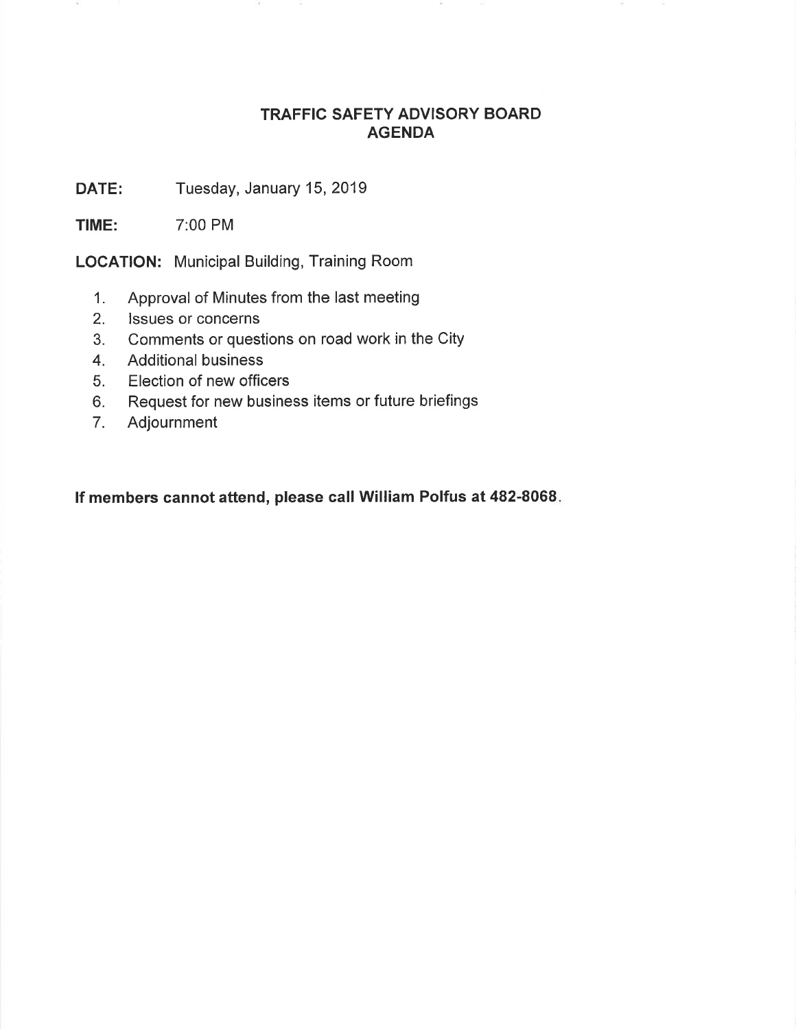# TRAFFIC SAFETY ADVISORY BOARD
# AGENDA

**DATE:** Tuesday, January 15, 2019

**TIME:** 7:00 PM

**LOCATION:** Municipal Building, Training Room

1. Approval of Minutes from the last meeting
2. Issues or concerns
3. Comments or questions on road work in the City
4. Additional business
5. Election of new officers
6. Request for new business items or future briefings
7. Adjournment

**If members cannot attend, please call William Polfus at 482-8068**.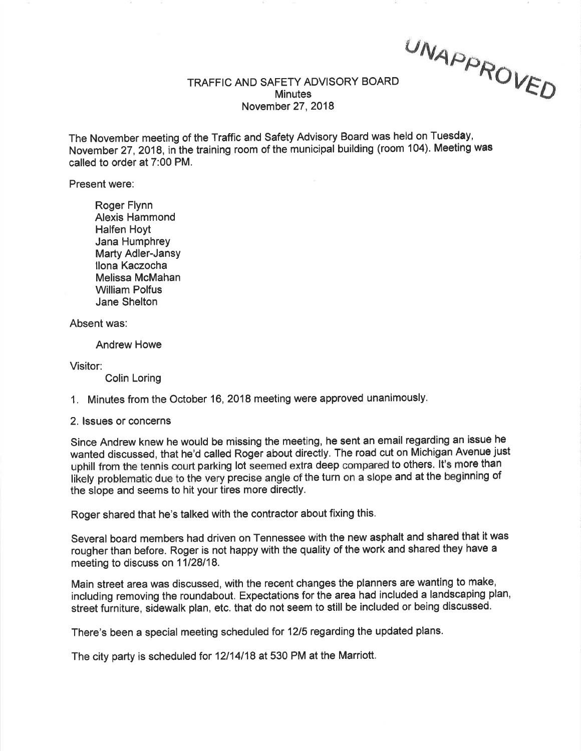UNAPPROVED

# TRAFFIC AND SAFETY ADVISORY BOARD
## Minutes
### November 27, 2018

The November meeting of the Traffic and Safety Advisory Board was held on Tuesday, November 27, 2018, in the training room of the municipal building (room 104). Meeting was called to order at 7:00 PM.

Present were:

- Roger Flynn
- Alexis Hammond
- Halfen Hoyt
- Jana Humphrey
- Marty Adler-Jansy
- Ilona Kaczocha
- Melissa McMahan
- William Polfus
- Jane Shelton

Absent was:

- Andrew Howe

Visitor:

- Colin Loring

1. Minutes from the October 16, 2018 meeting were approved unanimously.

2. Issues or concerns

Since Andrew knew he would be missing the meeting, he sent an email regarding an issue he wanted discussed, that he'd called Roger about directly. The road cut on Michigan Avenue just uphill from the tennis court parking lot seemed extra deep compared to others. It's more than likely problematic due to the very precise angle of the turn on a slope and at the beginning of the slope and seems to hit your tires more directly.

Roger shared that he's talked with the contractor about fixing this.

Several board members had driven on Tennessee with the new asphalt and shared that it was rougher than before. Roger is not happy with the quality of the work and shared they have a meeting to discuss on 11/28/18.

Main street area was discussed, with the recent changes the planners are wanting to make, including removing the roundabout. Expectations for the area had included a landscaping plan, street furniture, sidewalk plan, etc. that do not seem to still be included or being discussed.

There's been a special meeting scheduled for 12/5 regarding the updated plans.

The city party is scheduled for 12/14/18 at 530 PM at the Marriott.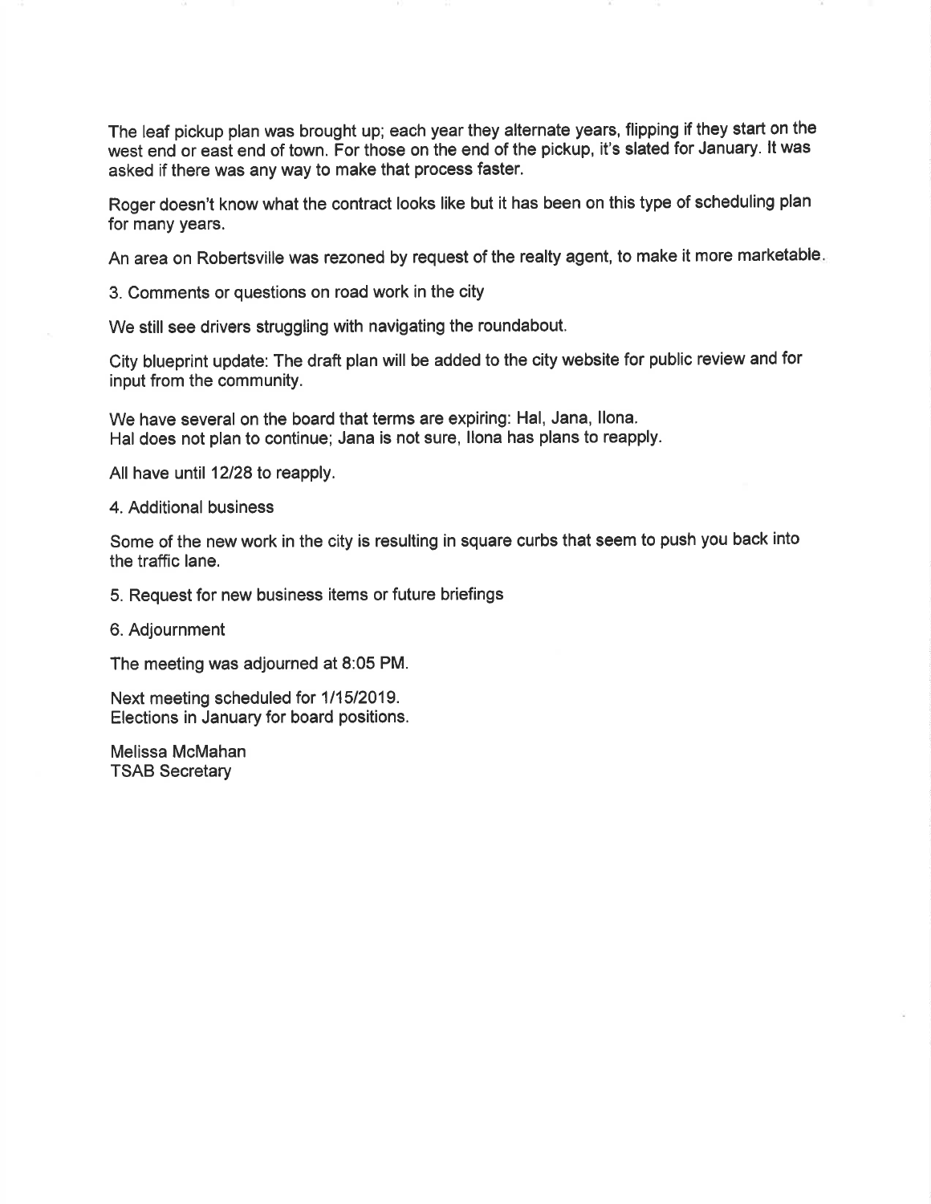The leaf pickup plan was brought up; each year they alternate years, flipping if they start on the west end or east end of town. For those on the end of the pickup, it's slated for January. It was asked if there was any way to make that process faster.

Roger doesn't know what the contract looks like but it has been on this type of scheduling plan for many years.

An area on Robertsville was rezoned by request of the realty agent, to make it more marketable.

3. Comments or questions on road work in the city

We still see drivers struggling with navigating the roundabout.

City blueprint update: The draft plan will be added to the city website for public review and for input from the community.

We have several on the board that terms are expiring: Hal, Jana, Ilona.
Hal does not plan to continue; Jana is not sure, Ilona has plans to reapply.

All have until 12/28 to reapply.

4. Additional business

Some of the new work in the city is resulting in square curbs that seem to push you back into the traffic lane.

5. Request for new business items or future briefings

6. Adjournment

The meeting was adjourned at 8:05 PM.

Next meeting scheduled for 1/15/2019.
Elections in January for board positions.

Melissa McMahan
TSAB Secretary